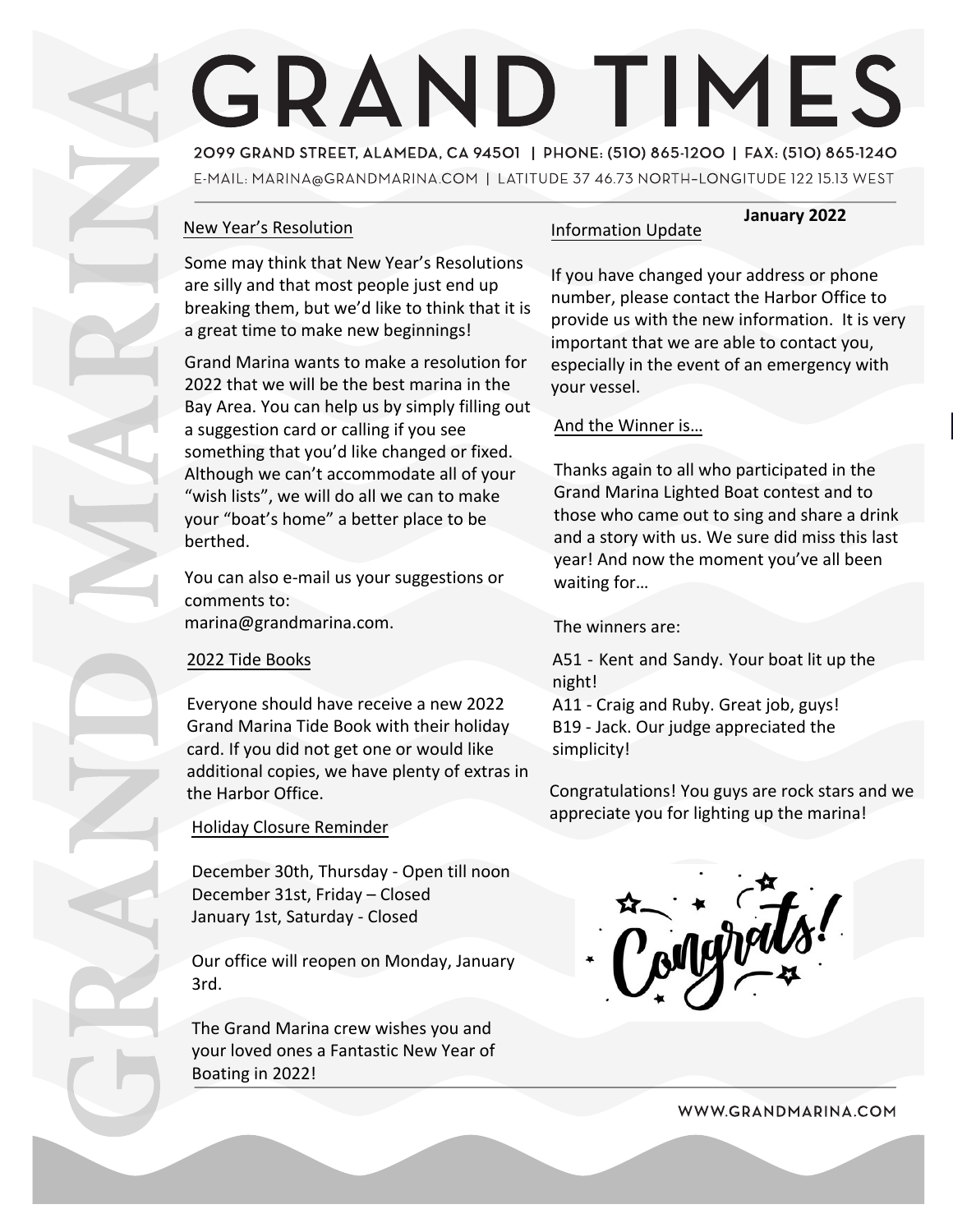# GRAND TIMES

2099 GRAND STREET, ALAMEDA, CA 94501 | PHONE: (510) 865-1200 | FAX: (510) 865-1240

E-MAIL: MARINA@GRANDMARINA.COM | LATITUDE 37 46.73 NORTH–LONGITUDE 122 15.13 WEST

**January 2022**

## New Year's Resolution

Some may think that New Year's Resolutions are silly and that most people just end up breaking them, but we'd like to think that it is a great time to make new beginnings!

Grand Marina wants to make a resolution for 2022 that we will be the best marina in the Bay Area. You can help us by simply filling out a suggestion card or calling if you see something that you'd like changed or fixed. Although we can't accommodate all of your "wish lists", we will do all we can to make your "boat's home" a better place to be berthed.

You can also e-mail us your suggestions or comments to: marina@grandmarina.com.

## 2022 Tide Books

Everyone should have receive a new 2022 Grand Marina Tide Book with their holiday card. If you did not get one or would like additional copies, we have plenty of extras in the Harbor Office.

## Holiday Closure Reminder

December 30th, Thursday - Open till noon
December 31st, Friday – Closed
January 1st, Saturday - Closed

Our office will reopen on Monday, January 3rd.

The Grand Marina crew wishes you and your loved ones a Fantastic New Year of Boating in 2022!

## Information Update

If you have changed your address or phone number, please contact the Harbor Office to provide us with the new information. It is very important that we are able to contact you, especially in the event of an emergency with your vessel.

## And the Winner is…

Thanks again to all who participated in the Grand Marina Lighted Boat contest and to those who came out to sing and share a drink and a story with us. We sure did miss this last year! And now the moment you've all been waiting for…

The winners are:

A51 - Kent and Sandy. Your boat lit up the night!
A11 - Craig and Ruby. Great job, guys!
B19 - Jack. Our judge appreciated the simplicity!

Congratulations! You guys are rock stars and we appreciate you for lighting up the marina!

Congrats!

WWW.GRANDMARINA.COM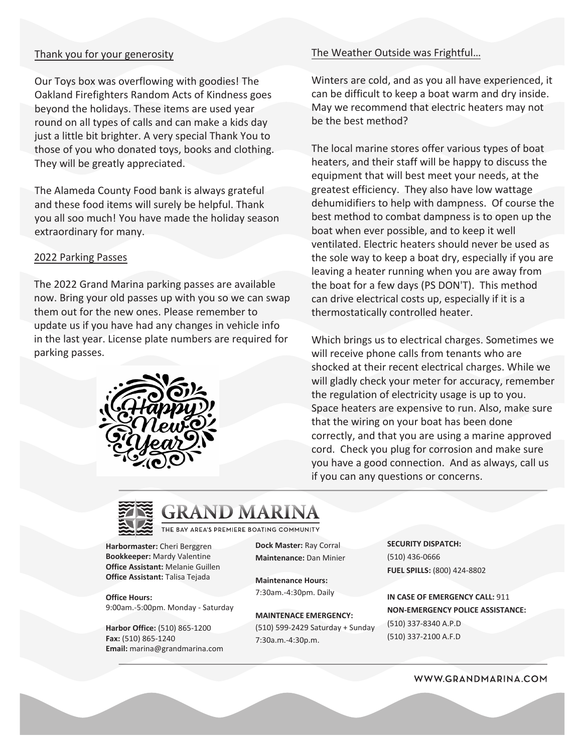## Thank you for your generosity

Our Toys box was overflowing with goodies! The Oakland Firefighters Random Acts of Kindness goes beyond the holidays. These items are used year round on all types of calls and can make a kids day just a little bit brighter. A very special Thank You to those of you who donated toys, books and clothing. They will be greatly appreciated.

The Alameda County Food bank is always grateful and these food items will surely be helpful. Thank you all soo much! You have made the holiday season extraordinary for many.

## 2022 Parking Passes

The 2022 Grand Marina parking passes are available now. Bring your old passes up with you so we can swap them out for the new ones. Please remember to update us if you have had any changes in vehicle info in the last year. License plate numbers are required for parking passes.

Happy New Year

## The Weather Outside was Frightful…

Winters are cold, and as you all have experienced, it can be difficult to keep a boat warm and dry inside. May we recommend that electric heaters may not be the best method?

The local marine stores offer various types of boat heaters, and their staff will be happy to discuss the equipment that will best meet your needs, at the greatest efficiency. They also have low wattage dehumidifiers to help with dampness. Of course the best method to combat dampness is to open up the boat when ever possible, and to keep it well ventilated. Electric heaters should never be used as the sole way to keep a boat dry, especially if you are leaving a heater running when you are away from the boat for a few days (PS DON'T). This method can drive electrical costs up, especially if it is a thermostatically controlled heater.

Which brings us to electrical charges. Sometimes we will receive phone calls from tenants who are shocked at their recent electrical charges. While we will gladly check your meter for accuracy, remember the regulation of electricity usage is up to you. Space heaters are expensive to run. Also, make sure that the wiring on your boat has been done correctly, and that you are using a marine approved cord. Check you plug for corrosion and make sure you have a good connection. And as always, call us if you can any questions or concerns.

---

# GRAND MARINA

THE BAY AREA'S PREMIERE BOATING COMMUNITY

**Harbormaster:** Cheri Berggren
**Bookkeeper:** Mardy Valentine
**Office Assistant:** Melanie Guillen
**Office Assistant:** Talisa Tejada

**Office Hours:**
9:00am.-5:00pm. Monday - Saturday

**Harbor Office:** (510) 865-1200
**Fax:** (510) 865-1240
**Email:** marina@grandmarina.com

**Dock Master:** Ray Corral
**Maintenance:** Dan Minier

**Maintenance Hours:**
7:30am.-4:30pm. Daily

**MAINTENACE EMERGENCY:**
(510) 599-2429 Saturday + Sunday
7:30a.m.-4:30p.m.

**SECURITY DISPATCH:**
(510) 436-0666
**FUEL SPILLS:** (800) 424-8802

**IN CASE OF EMERGENCY CALL:** 911
**NON-EMERGENCY POLICE ASSISTANCE:**
(510) 337-8340 A.P.D
(510) 337-2100 A.F.D

WWW.GRANDMARINA.COM